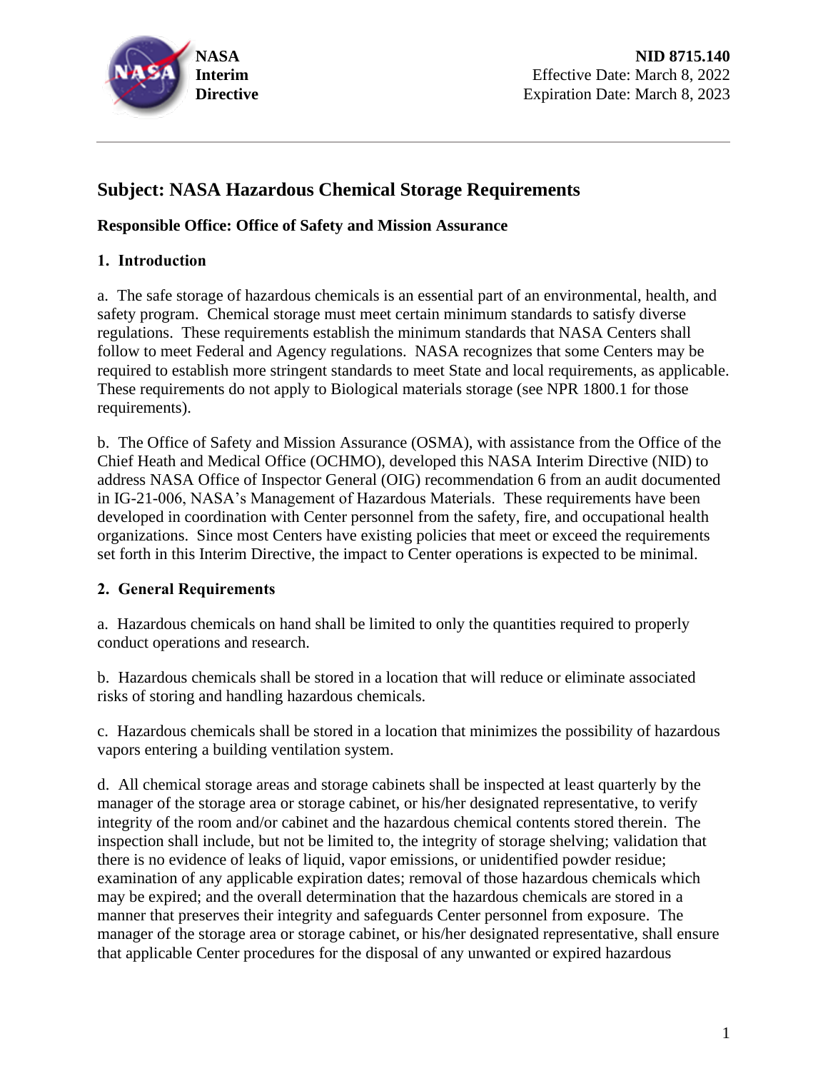**NASA Interim Directive**

**NID 8715.140**
Effective Date: March 8, 2022
Expiration Date: March 8, 2023

# Subject: NASA Hazardous Chemical Storage Requirements

**Responsible Office: Office of Safety and Mission Assurance**

## 1. Introduction

a. The safe storage of hazardous chemicals is an essential part of an environmental, health, and safety program. Chemical storage must meet certain minimum standards to satisfy diverse regulations. These requirements establish the minimum standards that NASA Centers shall follow to meet Federal and Agency regulations. NASA recognizes that some Centers may be required to establish more stringent standards to meet State and local requirements, as applicable. These requirements do not apply to Biological materials storage (see NPR 1800.1 for those requirements).

b. The Office of Safety and Mission Assurance (OSMA), with assistance from the Office of the Chief Heath and Medical Office (OCHMO), developed this NASA Interim Directive (NID) to address NASA Office of Inspector General (OIG) recommendation 6 from an audit documented in IG-21-006, NASA's Management of Hazardous Materials. These requirements have been developed in coordination with Center personnel from the safety, fire, and occupational health organizations. Since most Centers have existing policies that meet or exceed the requirements set forth in this Interim Directive, the impact to Center operations is expected to be minimal.

## 2. General Requirements

a. Hazardous chemicals on hand shall be limited to only the quantities required to properly conduct operations and research.

b. Hazardous chemicals shall be stored in a location that will reduce or eliminate associated risks of storing and handling hazardous chemicals.

c. Hazardous chemicals shall be stored in a location that minimizes the possibility of hazardous vapors entering a building ventilation system.

d. All chemical storage areas and storage cabinets shall be inspected at least quarterly by the manager of the storage area or storage cabinet, or his/her designated representative, to verify integrity of the room and/or cabinet and the hazardous chemical contents stored therein. The inspection shall include, but not be limited to, the integrity of storage shelving; validation that there is no evidence of leaks of liquid, vapor emissions, or unidentified powder residue; examination of any applicable expiration dates; removal of those hazardous chemicals which may be expired; and the overall determination that the hazardous chemicals are stored in a manner that preserves their integrity and safeguards Center personnel from exposure. The manager of the storage area or storage cabinet, or his/her designated representative, shall ensure that applicable Center procedures for the disposal of any unwanted or expired hazardous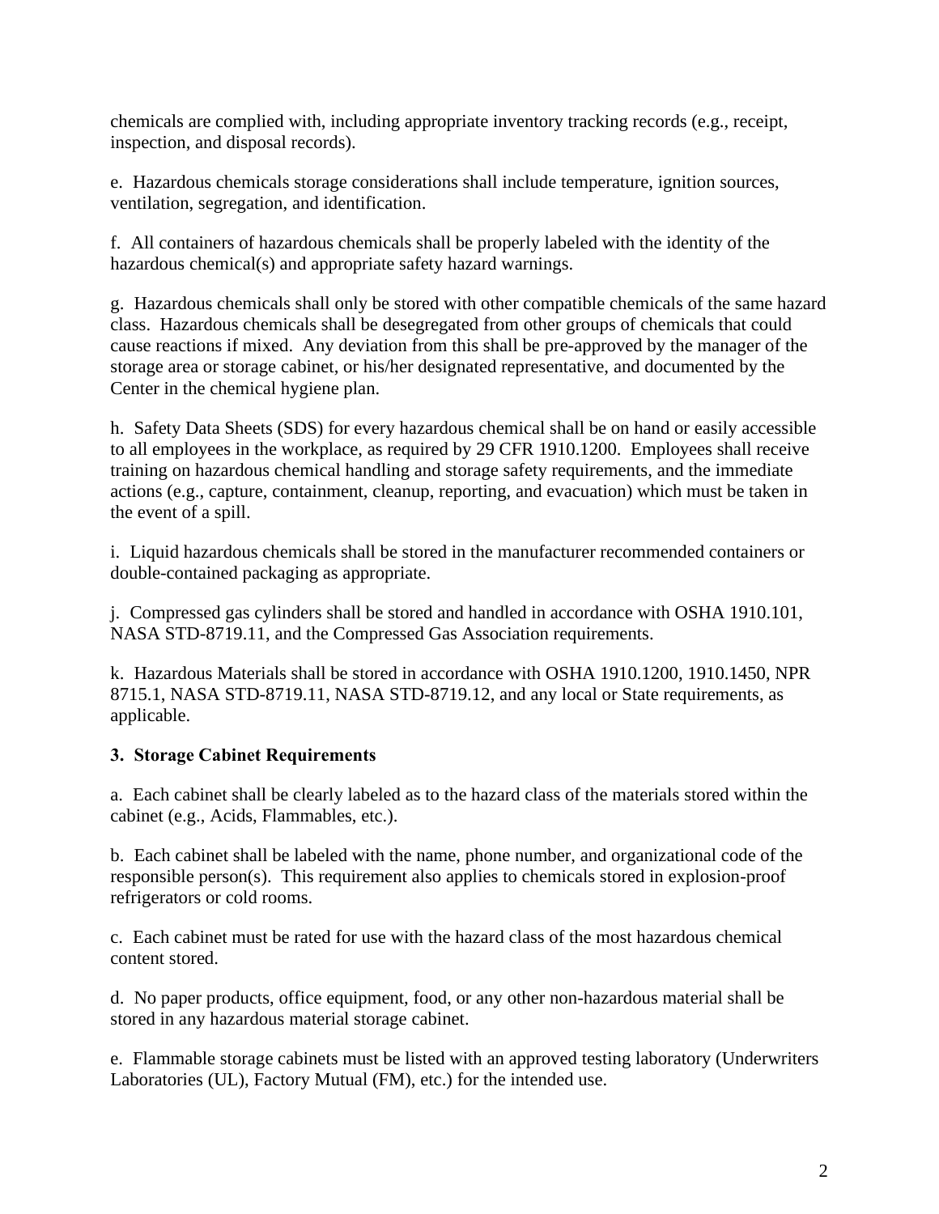chemicals are complied with, including appropriate inventory tracking records (e.g., receipt, inspection, and disposal records).

e. Hazardous chemicals storage considerations shall include temperature, ignition sources, ventilation, segregation, and identification.

f. All containers of hazardous chemicals shall be properly labeled with the identity of the hazardous chemical(s) and appropriate safety hazard warnings.

g. Hazardous chemicals shall only be stored with other compatible chemicals of the same hazard class. Hazardous chemicals shall be desegregated from other groups of chemicals that could cause reactions if mixed. Any deviation from this shall be pre-approved by the manager of the storage area or storage cabinet, or his/her designated representative, and documented by the Center in the chemical hygiene plan.

h. Safety Data Sheets (SDS) for every hazardous chemical shall be on hand or easily accessible to all employees in the workplace, as required by 29 CFR 1910.1200. Employees shall receive training on hazardous chemical handling and storage safety requirements, and the immediate actions (e.g., capture, containment, cleanup, reporting, and evacuation) which must be taken in the event of a spill.

i. Liquid hazardous chemicals shall be stored in the manufacturer recommended containers or double-contained packaging as appropriate.

j. Compressed gas cylinders shall be stored and handled in accordance with OSHA 1910.101, NASA STD-8719.11, and the Compressed Gas Association requirements.

k. Hazardous Materials shall be stored in accordance with OSHA 1910.1200, 1910.1450, NPR 8715.1, NASA STD-8719.11, NASA STD-8719.12, and any local or State requirements, as applicable.

**3. Storage Cabinet Requirements**

a. Each cabinet shall be clearly labeled as to the hazard class of the materials stored within the cabinet (e.g., Acids, Flammables, etc.).

b. Each cabinet shall be labeled with the name, phone number, and organizational code of the responsible person(s). This requirement also applies to chemicals stored in explosion-proof refrigerators or cold rooms.

c. Each cabinet must be rated for use with the hazard class of the most hazardous chemical content stored.

d. No paper products, office equipment, food, or any other non-hazardous material shall be stored in any hazardous material storage cabinet.

e. Flammable storage cabinets must be listed with an approved testing laboratory (Underwriters Laboratories (UL), Factory Mutual (FM), etc.) for the intended use.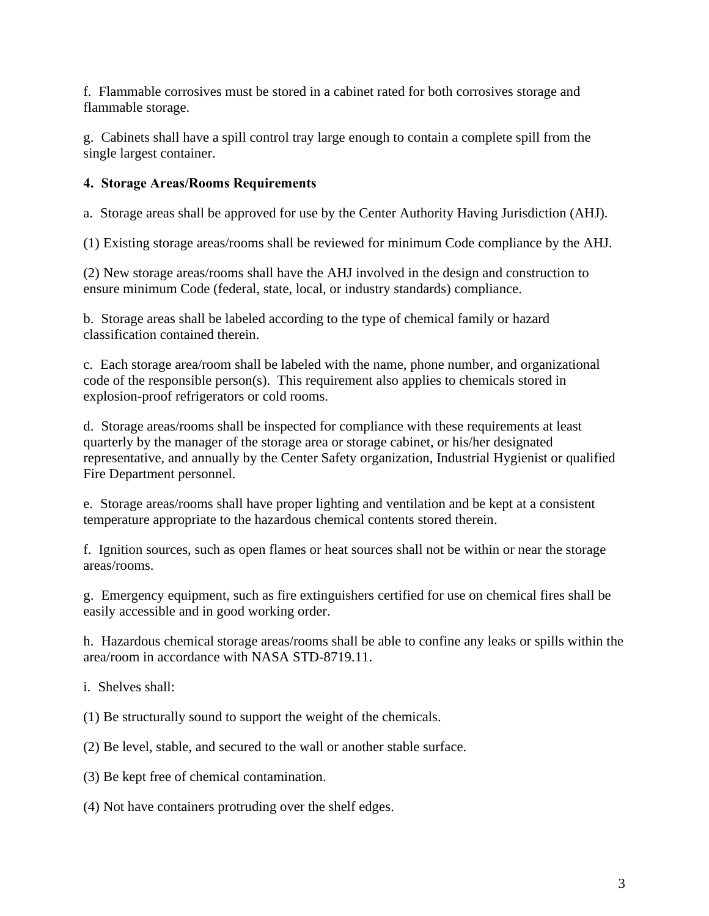f.  Flammable corrosives must be stored in a cabinet rated for both corrosives storage and flammable storage.

g.  Cabinets shall have a spill control tray large enough to contain a complete spill from the single largest container.

**4.  Storage Areas/Rooms Requirements**

a.  Storage areas shall be approved for use by the Center Authority Having Jurisdiction (AHJ).

(1) Existing storage areas/rooms shall be reviewed for minimum Code compliance by the AHJ.

(2) New storage areas/rooms shall have the AHJ involved in the design and construction to ensure minimum Code (federal, state, local, or industry standards) compliance.

b.  Storage areas shall be labeled according to the type of chemical family or hazard classification contained therein.

c.  Each storage area/room shall be labeled with the name, phone number, and organizational code of the responsible person(s).  This requirement also applies to chemicals stored in explosion-proof refrigerators or cold rooms.

d.  Storage areas/rooms shall be inspected for compliance with these requirements at least quarterly by the manager of the storage area or storage cabinet, or his/her designated representative, and annually by the Center Safety organization, Industrial Hygienist or qualified Fire Department personnel.

e.  Storage areas/rooms shall have proper lighting and ventilation and be kept at a consistent temperature appropriate to the hazardous chemical contents stored therein.

f.  Ignition sources, such as open flames or heat sources shall not be within or near the storage areas/rooms.

g.  Emergency equipment, such as fire extinguishers certified for use on chemical fires shall be easily accessible and in good working order.

h.  Hazardous chemical storage areas/rooms shall be able to confine any leaks or spills within the area/room in accordance with NASA STD-8719.11.

i.  Shelves shall:

(1) Be structurally sound to support the weight of the chemicals.

(2) Be level, stable, and secured to the wall or another stable surface.

(3) Be kept free of chemical contamination.

(4) Not have containers protruding over the shelf edges.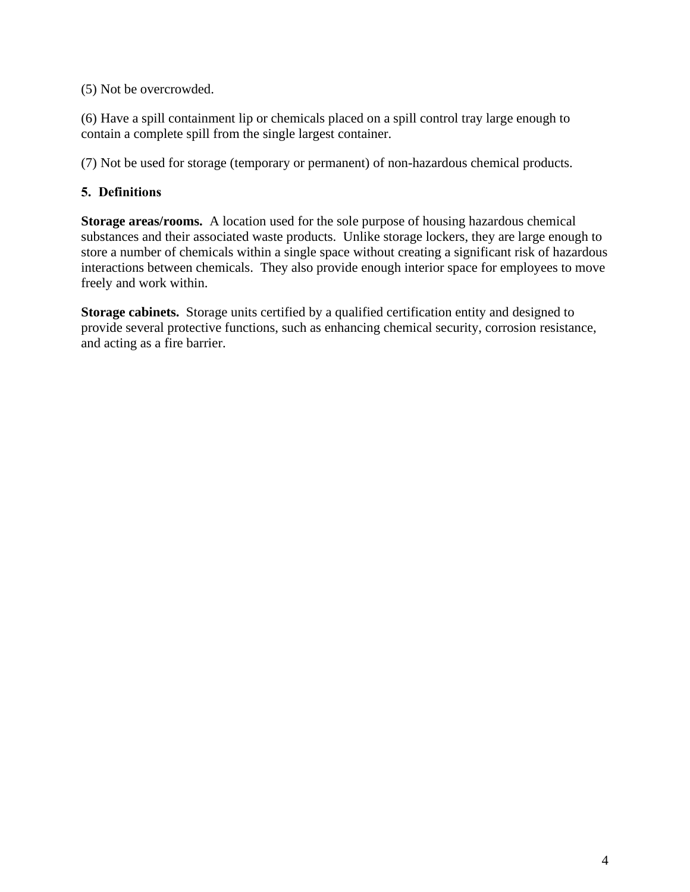(5) Not be overcrowded.

(6) Have a spill containment lip or chemicals placed on a spill control tray large enough to contain a complete spill from the single largest container.

(7) Not be used for storage (temporary or permanent) of non-hazardous chemical products.

**5. Definitions**

**Storage areas/rooms.** A location used for the sole purpose of housing hazardous chemical substances and their associated waste products. Unlike storage lockers, they are large enough to store a number of chemicals within a single space without creating a significant risk of hazardous interactions between chemicals. They also provide enough interior space for employees to move freely and work within.

**Storage cabinets.** Storage units certified by a qualified certification entity and designed to provide several protective functions, such as enhancing chemical security, corrosion resistance, and acting as a fire barrier.